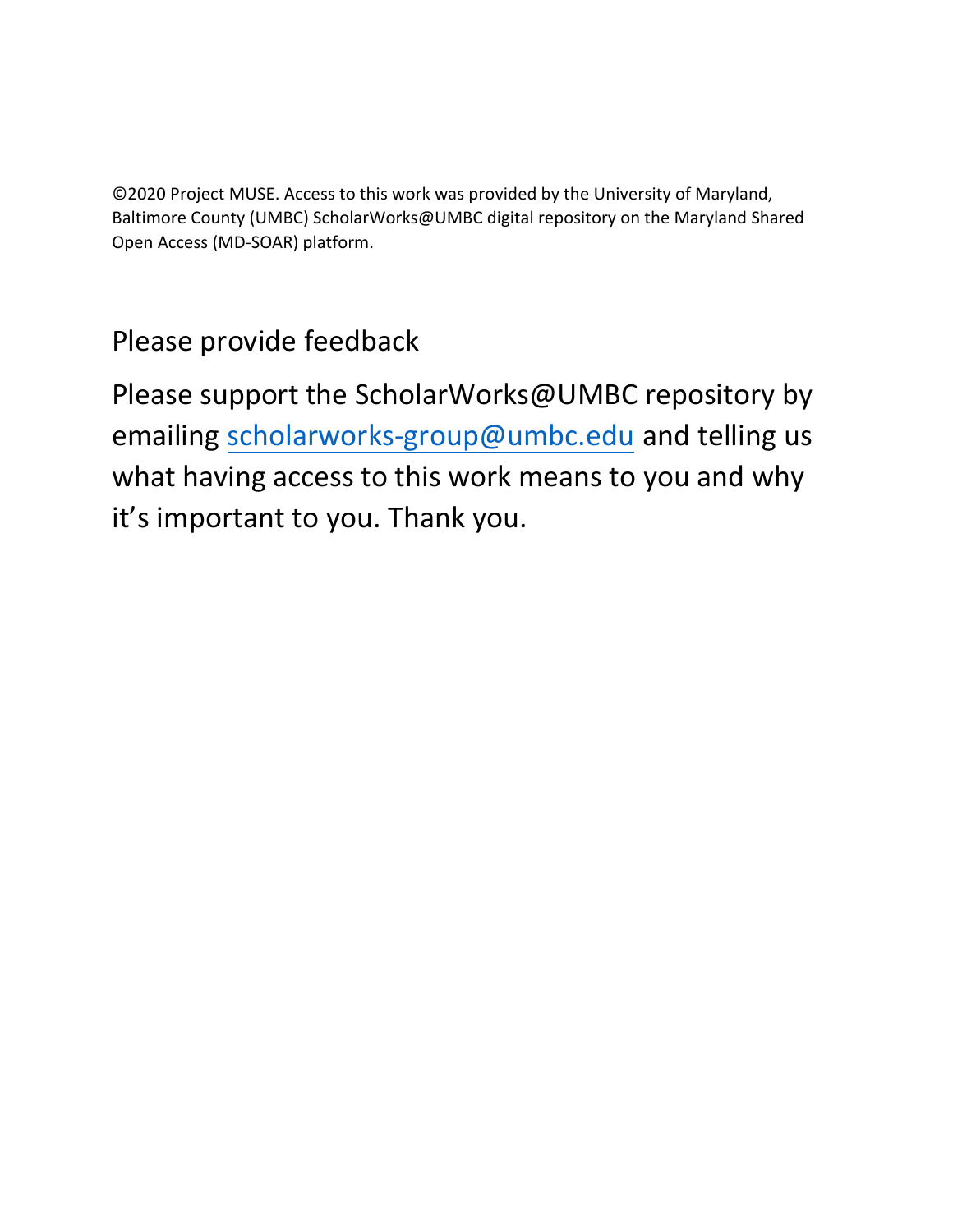©2020 Project MUSE. Access to this work was provided by the University of Maryland, Baltimore County (UMBC) ScholarWorks@UMBC digital repository on the Maryland Shared Open Access (MD-SOAR) platform.

## Please provide feedback

Please support the ScholarWorks@UMBC repository by emailing scholarworks-group@umbc.edu and telling us what having access to this work means to you and why it's important to you. Thank you.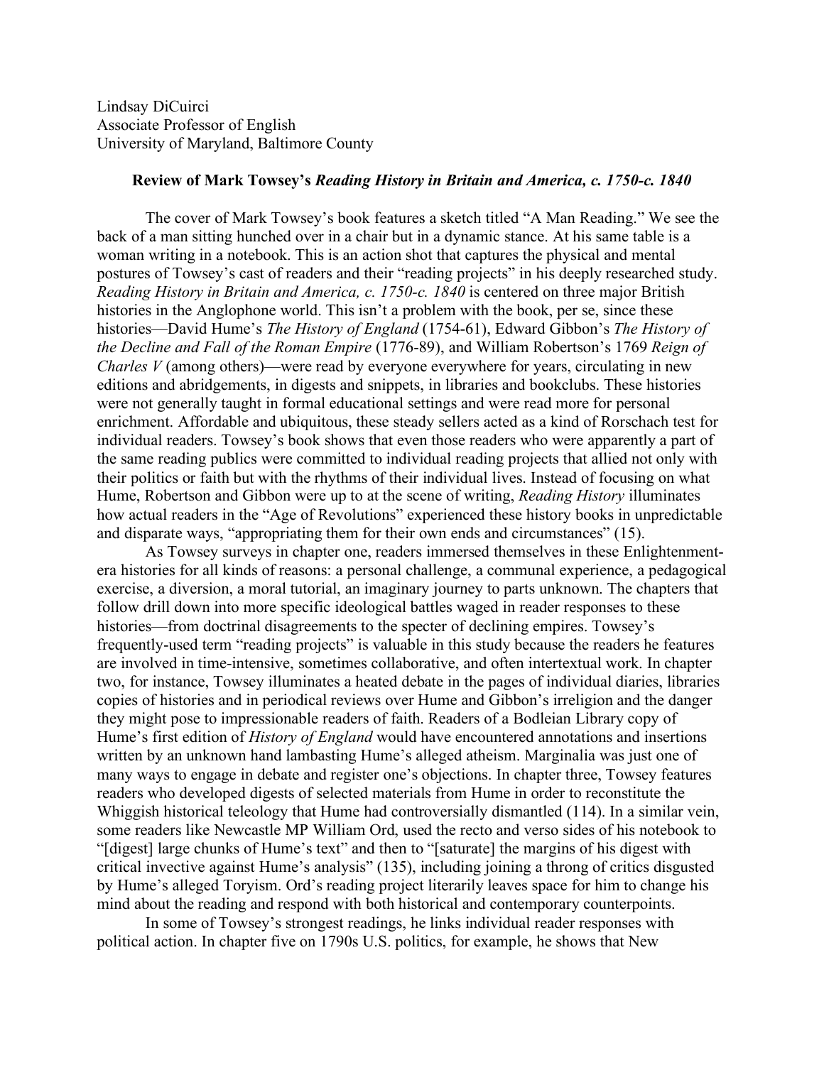Lindsay DiCuirci
Associate Professor of English
University of Maryland, Baltimore County

**Review of Mark Towsey's *Reading History in Britain and America, c. 1750-c. 1840***

The cover of Mark Towsey's book features a sketch titled "A Man Reading." We see the back of a man sitting hunched over in a chair but in a dynamic stance. At his same table is a woman writing in a notebook. This is an action shot that captures the physical and mental postures of Towsey's cast of readers and their "reading projects" in his deeply researched study. *Reading History in Britain and America, c. 1750-c. 1840* is centered on three major British histories in the Anglophone world. This isn't a problem with the book, per se, since these histories—David Hume's *The History of England* (1754-61), Edward Gibbon's *The History of the Decline and Fall of the Roman Empire* (1776-89), and William Robertson's 1769 *Reign of Charles V* (among others)—were read by everyone everywhere for years, circulating in new editions and abridgements, in digests and snippets, in libraries and bookclubs. These histories were not generally taught in formal educational settings and were read more for personal enrichment. Affordable and ubiquitous, these steady sellers acted as a kind of Rorschach test for individual readers. Towsey's book shows that even those readers who were apparently a part of the same reading publics were committed to individual reading projects that allied not only with their politics or faith but with the rhythms of their individual lives. Instead of focusing on what Hume, Robertson and Gibbon were up to at the scene of writing, *Reading History* illuminates how actual readers in the "Age of Revolutions" experienced these history books in unpredictable and disparate ways, "appropriating them for their own ends and circumstances" (15).

As Towsey surveys in chapter one, readers immersed themselves in these Enlightenment-era histories for all kinds of reasons: a personal challenge, a communal experience, a pedagogical exercise, a diversion, a moral tutorial, an imaginary journey to parts unknown. The chapters that follow drill down into more specific ideological battles waged in reader responses to these histories—from doctrinal disagreements to the specter of declining empires. Towsey's frequently-used term "reading projects" is valuable in this study because the readers he features are involved in time-intensive, sometimes collaborative, and often intertextual work. In chapter two, for instance, Towsey illuminates a heated debate in the pages of individual diaries, libraries copies of histories and in periodical reviews over Hume and Gibbon's irreligion and the danger they might pose to impressionable readers of faith. Readers of a Bodleian Library copy of Hume's first edition of *History of England* would have encountered annotations and insertions written by an unknown hand lambasting Hume's alleged atheism. Marginalia was just one of many ways to engage in debate and register one's objections. In chapter three, Towsey features readers who developed digests of selected materials from Hume in order to reconstitute the Whiggish historical teleology that Hume had controversially dismantled (114). In a similar vein, some readers like Newcastle MP William Ord, used the recto and verso sides of his notebook to "[digest] large chunks of Hume's text" and then to "[saturate] the margins of his digest with critical invective against Hume's analysis" (135), including joining a throng of critics disgusted by Hume's alleged Toryism. Ord's reading project literarily leaves space for him to change his mind about the reading and respond with both historical and contemporary counterpoints.

In some of Towsey's strongest readings, he links individual reader responses with political action. In chapter five on 1790s U.S. politics, for example, he shows that New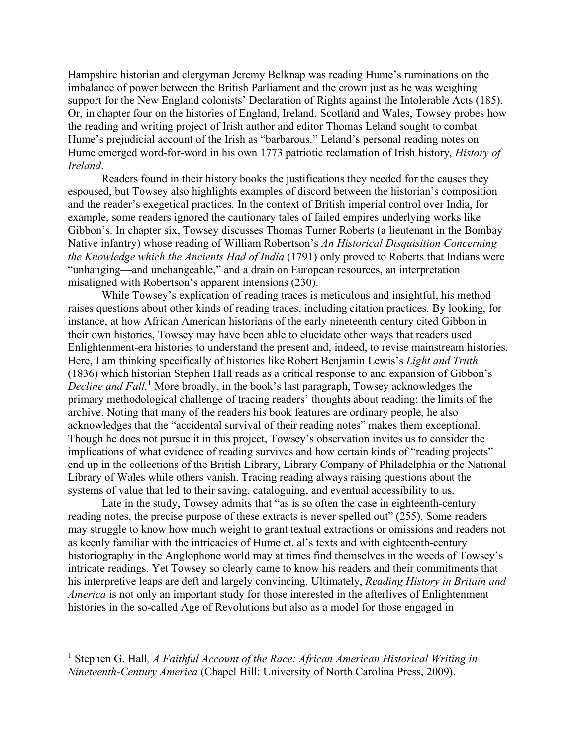Hampshire historian and clergyman Jeremy Belknap was reading Hume's ruminations on the imbalance of power between the British Parliament and the crown just as he was weighing support for the New England colonists' Declaration of Rights against the Intolerable Acts (185). Or, in chapter four on the histories of England, Ireland, Scotland and Wales, Towsey probes how the reading and writing project of Irish author and editor Thomas Leland sought to combat Hume's prejudicial account of the Irish as "barbarous." Leland's personal reading notes on Hume emerged word-for-word in his own 1773 patriotic reclamation of Irish history, *History of Ireland*.

Readers found in their history books the justifications they needed for the causes they espoused, but Towsey also highlights examples of discord between the historian's composition and the reader's exegetical practices. In the context of British imperial control over India, for example, some readers ignored the cautionary tales of failed empires underlying works like Gibbon's. In chapter six, Towsey discusses Thomas Turner Roberts (a lieutenant in the Bombay Native infantry) whose reading of William Robertson's *An Historical Disquisition Concerning the Knowledge which the Ancients Had of India* (1791) only proved to Roberts that Indians were "unhanging—and unchangeable," and a drain on European resources, an interpretation misaligned with Robertson's apparent intensions (230).

While Towsey's explication of reading traces is meticulous and insightful, his method raises questions about other kinds of reading traces, including citation practices. By looking, for instance, at how African American historians of the early nineteenth century cited Gibbon in their own histories, Towsey may have been able to elucidate other ways that readers used Enlightenment-era histories to understand the present and, indeed, to revise mainstream histories. Here, I am thinking specifically of histories like Robert Benjamin Lewis's *Light and Truth* (1836) which historian Stephen Hall reads as a critical response to and expansion of Gibbon's *Decline and Fall*.[1] More broadly, in the book's last paragraph, Towsey acknowledges the primary methodological challenge of tracing readers' thoughts about reading: the limits of the archive. Noting that many of the readers his book features are ordinary people, he also acknowledges that the "accidental survival of their reading notes" makes them exceptional. Though he does not pursue it in this project, Towsey's observation invites us to consider the implications of what evidence of reading survives and how certain kinds of "reading projects" end up in the collections of the British Library, Library Company of Philadelphia or the National Library of Wales while others vanish. Tracing reading always raising questions about the systems of value that led to their saving, cataloguing, and eventual accessibility to us.

Late in the study, Towsey admits that "as is so often the case in eighteenth-century reading notes, the precise purpose of these extracts is never spelled out" (255). Some readers may struggle to know how much weight to grant textual extractions or omissions and readers not as keenly familiar with the intricacies of Hume et. al's texts and with eighteenth-century historiography in the Anglophone world may at times find themselves in the weeds of Towsey's intricate readings. Yet Towsey so clearly came to know his readers and their commitments that his interpretive leaps are deft and largely convincing. Ultimately, *Reading History in Britain and America* is not only an important study for those interested in the afterlives of Enlightenment histories in the so-called Age of Revolutions but also as a model for those engaged in

---

[1] Stephen G. Hall*, A Faithful Account of the Race: African American Historical Writing in Nineteenth-Century America* (Chapel Hill: University of North Carolina Press, 2009).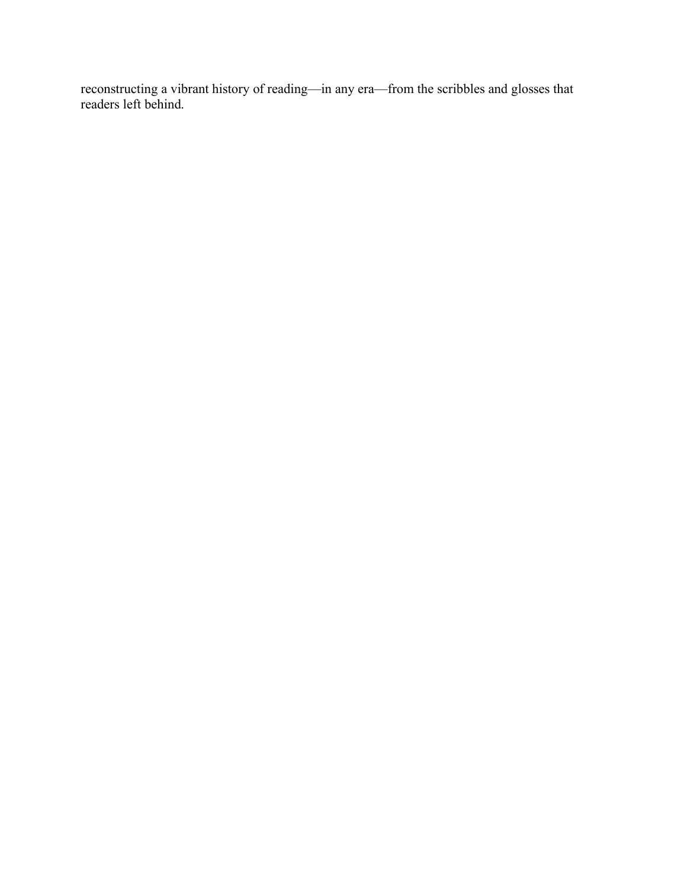reconstructing a vibrant history of reading—in any era—from the scribbles and glosses that readers left behind.